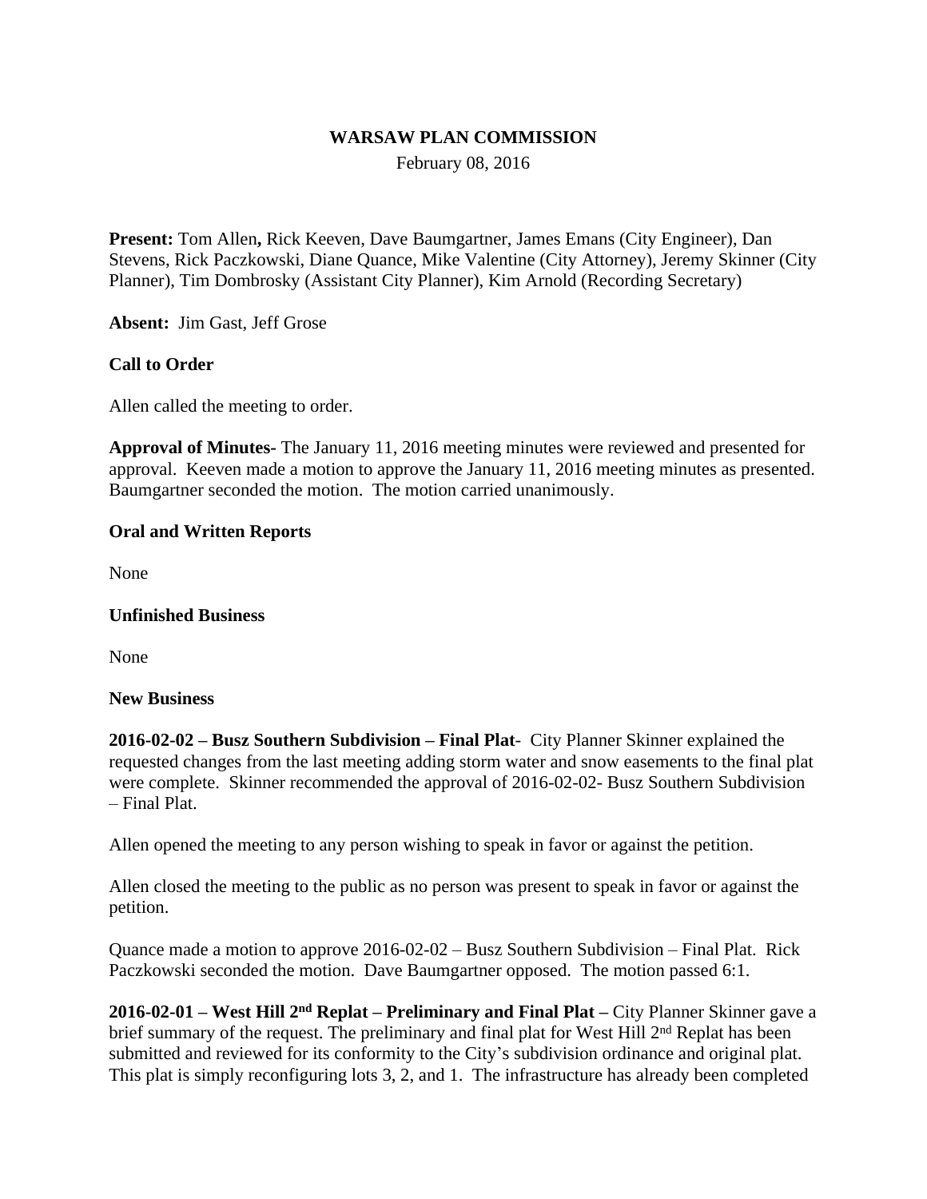**WARSAW PLAN COMMISSION**

February 08, 2016

**Present:** Tom Allen**,** Rick Keeven, Dave Baumgartner, James Emans (City Engineer), Dan Stevens, Rick Paczkowski, Diane Quance, Mike Valentine (City Attorney), Jeremy Skinner (City Planner), Tim Dombrosky (Assistant City Planner), Kim Arnold (Recording Secretary)

**Absent:** Jim Gast, Jeff Grose

**Call to Order**

Allen called the meeting to order.

**Approval of Minutes-** The January 11, 2016 meeting minutes were reviewed and presented for approval. Keeven made a motion to approve the January 11, 2016 meeting minutes as presented. Baumgartner seconded the motion. The motion carried unanimously.

**Oral and Written Reports**

None

**Unfinished Business**

None

**New Business**

**2016-02-02 – Busz Southern Subdivision – Final Plat**- City Planner Skinner explained the requested changes from the last meeting adding storm water and snow easements to the final plat were complete. Skinner recommended the approval of 2016-02-02- Busz Southern Subdivision – Final Plat.

Allen opened the meeting to any person wishing to speak in favor or against the petition.

Allen closed the meeting to the public as no person was present to speak in favor or against the petition.

Quance made a motion to approve 2016-02-02 – Busz Southern Subdivision – Final Plat. Rick Paczkowski seconded the motion. Dave Baumgartner opposed. The motion passed 6:1.

**2016-02-01 – West Hill 2nd Replat – Preliminary and Final Plat –** City Planner Skinner gave a brief summary of the request. The preliminary and final plat for West Hill 2nd Replat has been submitted and reviewed for its conformity to the City's subdivision ordinance and original plat. This plat is simply reconfiguring lots 3, 2, and 1. The infrastructure has already been completed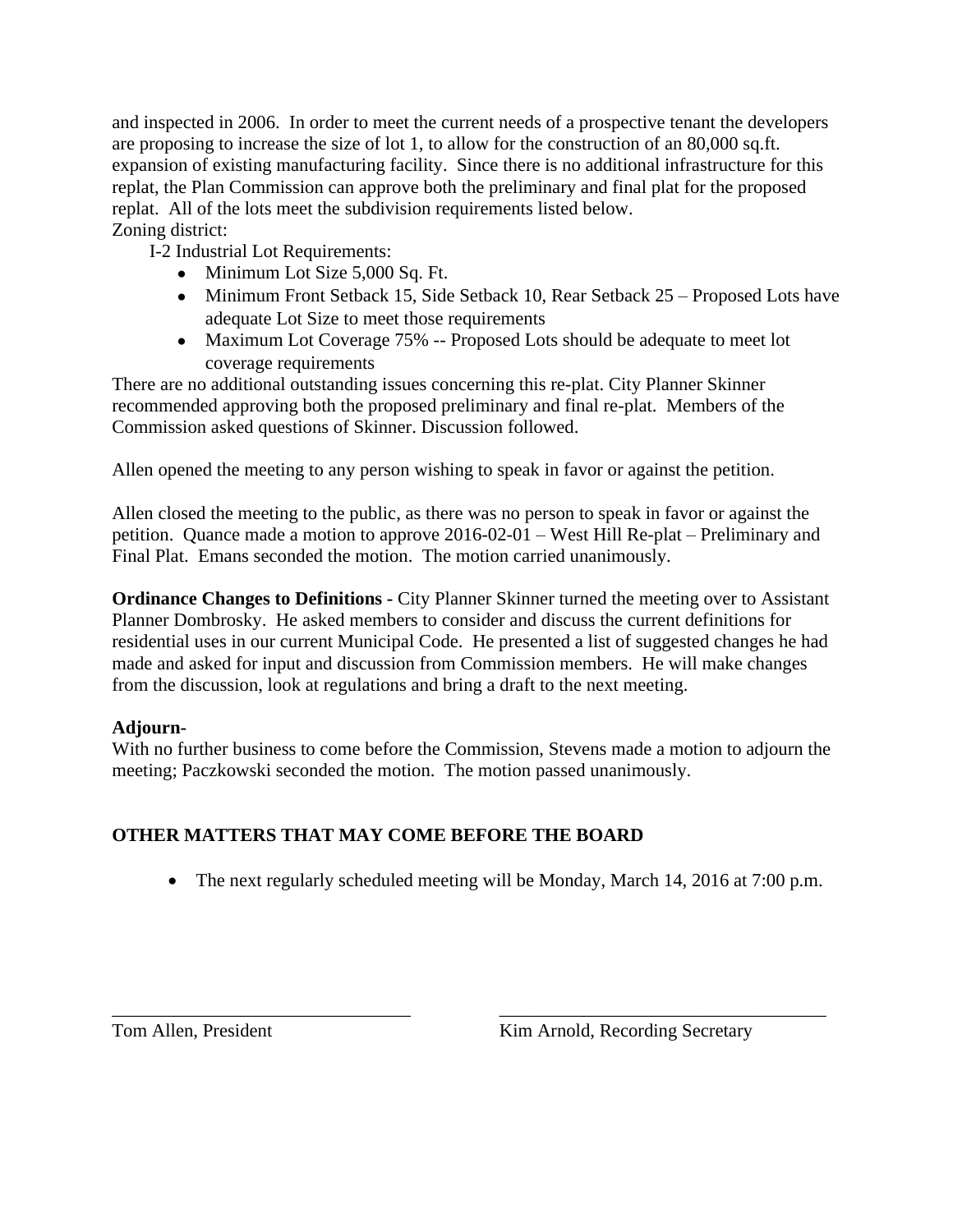and inspected in 2006. In order to meet the current needs of a prospective tenant the developers are proposing to increase the size of lot 1, to allow for the construction of an 80,000 sq.ft. expansion of existing manufacturing facility. Since there is no additional infrastructure for this replat, the Plan Commission can approve both the preliminary and final plat for the proposed replat. All of the lots meet the subdivision requirements listed below.
Zoning district:

I-2 Industrial Lot Requirements:

- Minimum Lot Size 5,000 Sq. Ft.
- Minimum Front Setback 15, Side Setback 10, Rear Setback 25 – Proposed Lots have adequate Lot Size to meet those requirements
- Maximum Lot Coverage 75% -- Proposed Lots should be adequate to meet lot coverage requirements

There are no additional outstanding issues concerning this re-plat. City Planner Skinner recommended approving both the proposed preliminary and final re-plat. Members of the Commission asked questions of Skinner. Discussion followed.

Allen opened the meeting to any person wishing to speak in favor or against the petition.

Allen closed the meeting to the public, as there was no person to speak in favor or against the petition. Quance made a motion to approve 2016-02-01 – West Hill Re-plat – Preliminary and Final Plat. Emans seconded the motion. The motion carried unanimously.

**Ordinance Changes to Definitions -** City Planner Skinner turned the meeting over to Assistant Planner Dombrosky. He asked members to consider and discuss the current definitions for residential uses in our current Municipal Code. He presented a list of suggested changes he had made and asked for input and discussion from Commission members. He will make changes from the discussion, look at regulations and bring a draft to the next meeting.

**Adjourn-**
With no further business to come before the Commission, Stevens made a motion to adjourn the meeting; Paczkowski seconded the motion. The motion passed unanimously.

**OTHER MATTERS THAT MAY COME BEFORE THE BOARD**

- The next regularly scheduled meeting will be Monday, March 14, 2016 at 7:00 p.m.

_______________________________ _______________________________
Tom Allen, President Kim Arnold, Recording Secretary